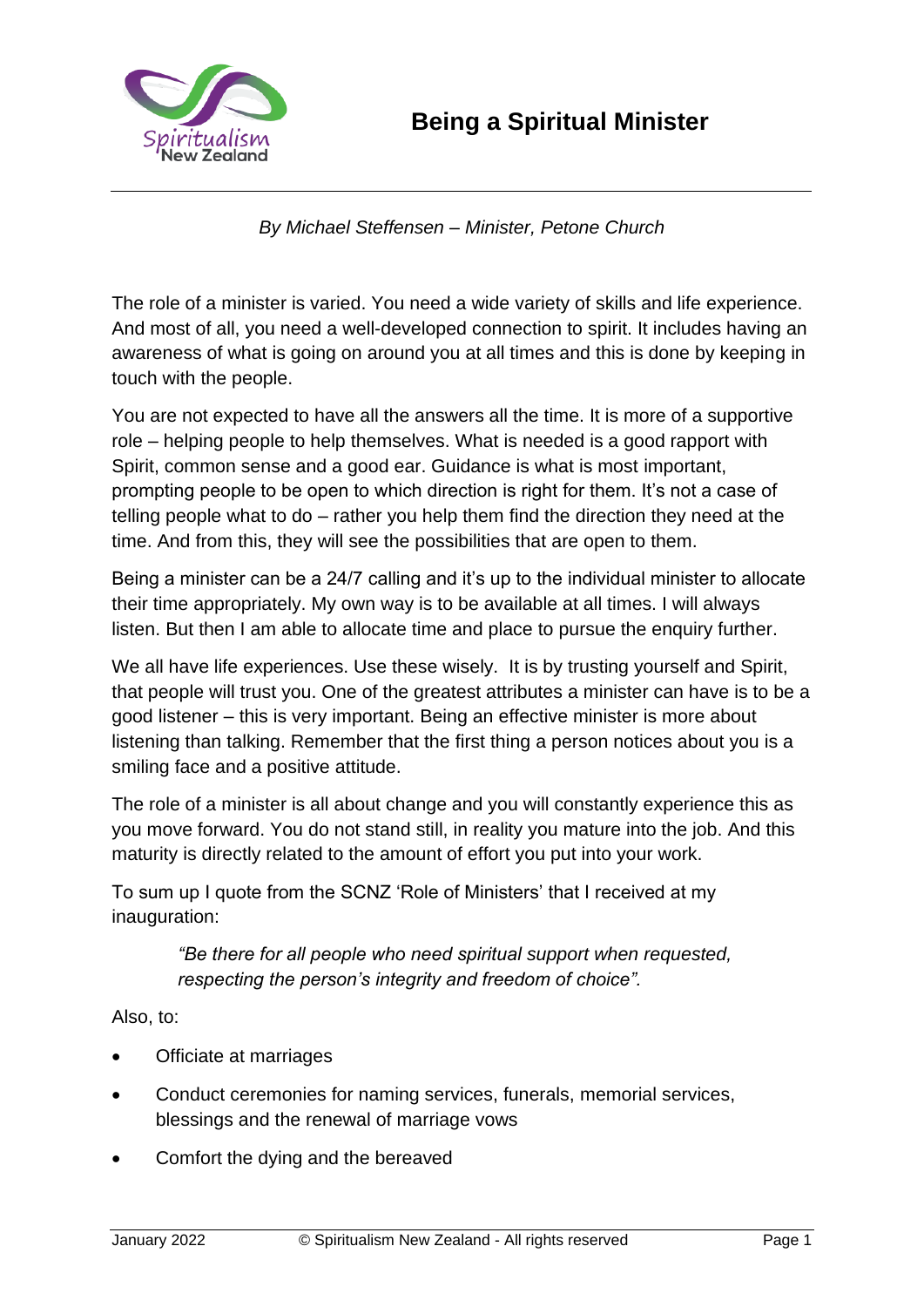# Being a Spiritual Minister

*By Michael Steffensen – Minister, Petone Church*

The role of a minister is varied. You need a wide variety of skills and life experience. And most of all, you need a well-developed connection to spirit. It includes having an awareness of what is going on around you at all times and this is done by keeping in touch with the people.

You are not expected to have all the answers all the time. It is more of a supportive role – helping people to help themselves. What is needed is a good rapport with Spirit, common sense and a good ear. Guidance is what is most important, prompting people to be open to which direction is right for them. It's not a case of telling people what to do – rather you help them find the direction they need at the time. And from this, they will see the possibilities that are open to them.

Being a minister can be a 24/7 calling and it's up to the individual minister to allocate their time appropriately. My own way is to be available at all times. I will always listen. But then I am able to allocate time and place to pursue the enquiry further.

We all have life experiences. Use these wisely. It is by trusting yourself and Spirit, that people will trust you. One of the greatest attributes a minister can have is to be a good listener – this is very important. Being an effective minister is more about listening than talking. Remember that the first thing a person notices about you is a smiling face and a positive attitude.

The role of a minister is all about change and you will constantly experience this as you move forward. You do not stand still, in reality you mature into the job. And this maturity is directly related to the amount of effort you put into your work.

To sum up I quote from the SCNZ 'Role of Ministers' that I received at my inauguration:

> *"Be there for all people who need spiritual support when requested, respecting the person's integrity and freedom of choice".*

Also, to:

- Officiate at marriages
- Conduct ceremonies for naming services, funerals, memorial services, blessings and the renewal of marriage vows
- Comfort the dying and the bereaved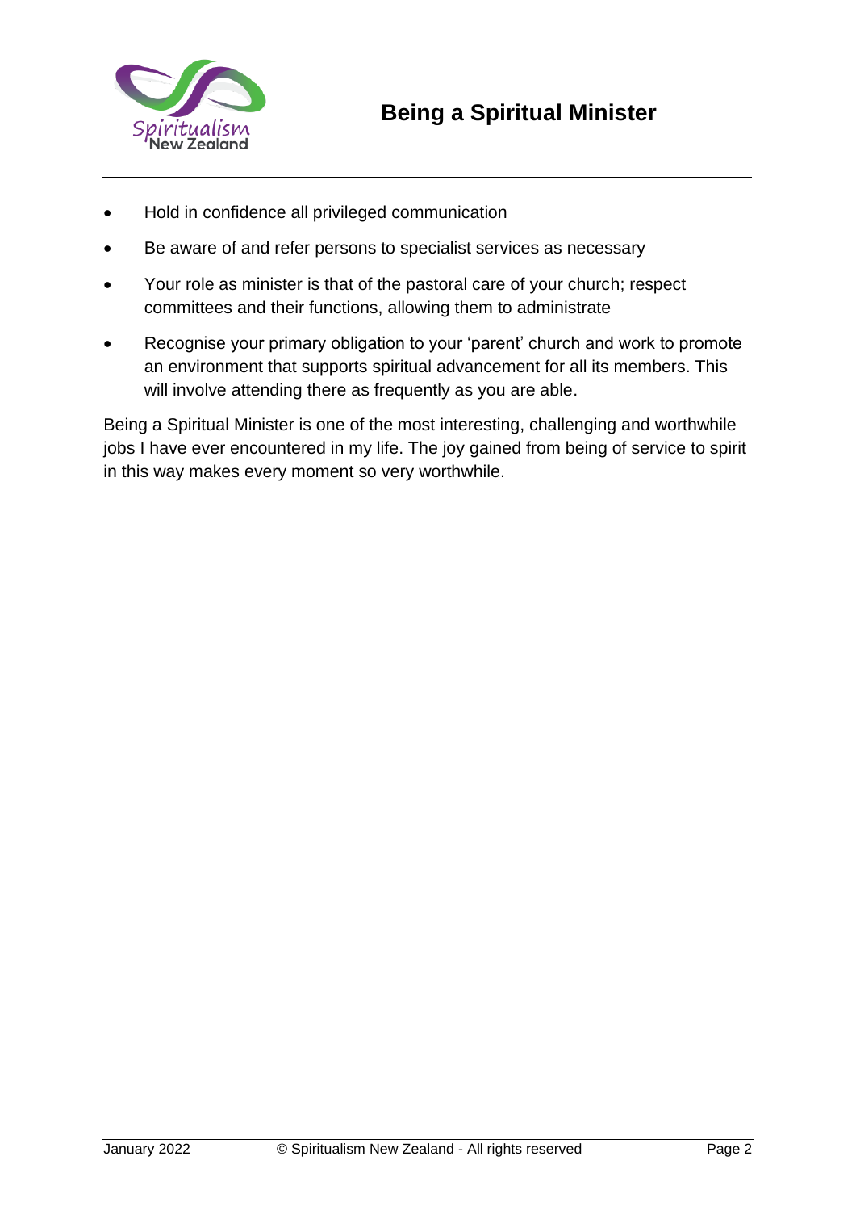- Hold in confidence all privileged communication
- Be aware of and refer persons to specialist services as necessary
- Your role as minister is that of the pastoral care of your church; respect committees and their functions, allowing them to administrate
- Recognise your primary obligation to your 'parent' church and work to promote an environment that supports spiritual advancement for all its members. This will involve attending there as frequently as you are able.

Being a Spiritual Minister is one of the most interesting, challenging and worthwhile jobs I have ever encountered in my life. The joy gained from being of service to spirit in this way makes every moment so very worthwhile.